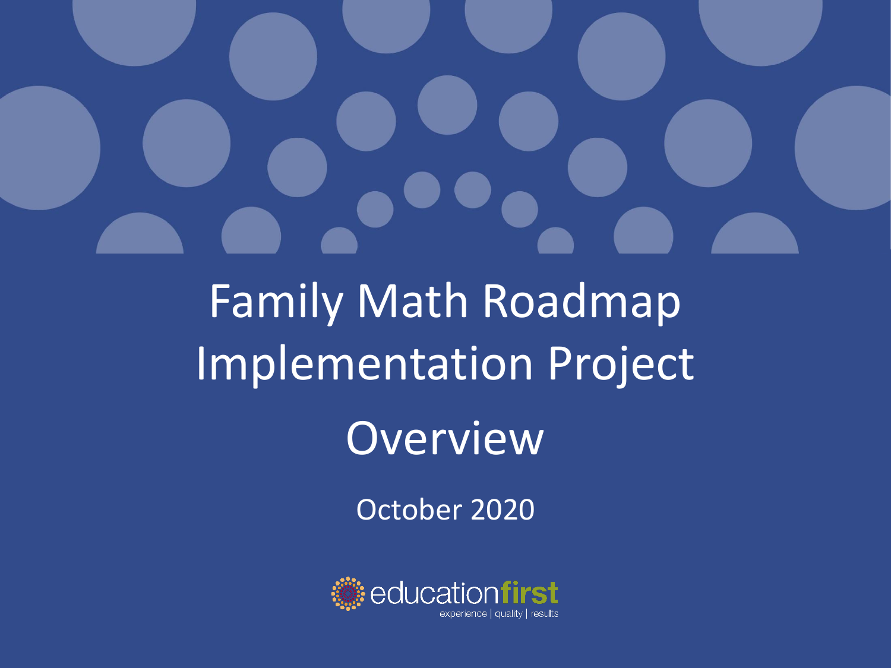# Family Math Roadmap Implementation Project

## Overview

October 2020

educationfirst

experience | quality | results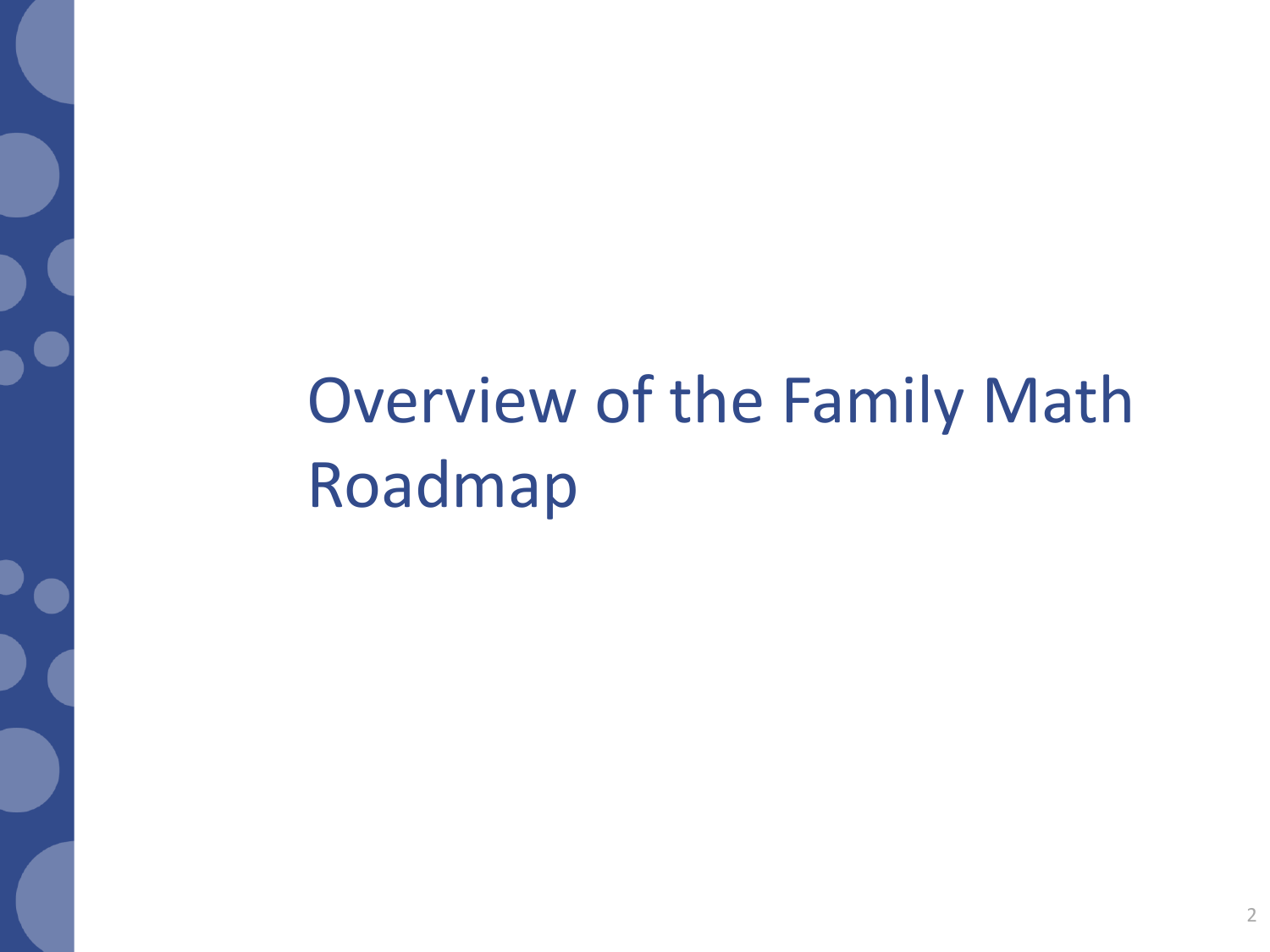# Overview of the Family Math Roadmap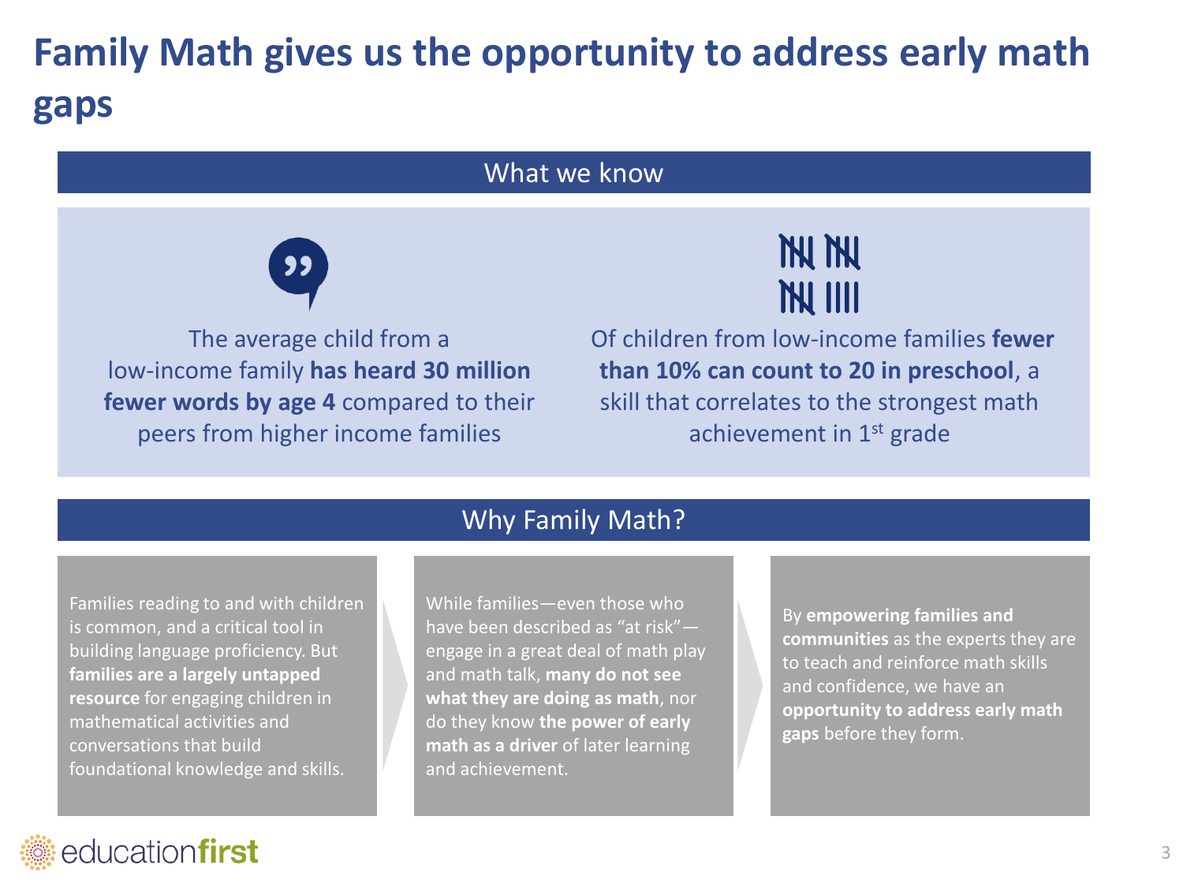# Family Math gives us the opportunity to address early math gaps

## What we know

The average child from a low-income family **has heard 30 million fewer words by age 4** compared to their peers from higher income families

Of children from low-income families **fewer than 10% can count to 20 in preschool**, a skill that correlates to the strongest math achievement in 1st grade

## Why Family Math?

Families reading to and with children is common, and a critical tool in building language proficiency. But **families are a largely untapped resource** for engaging children in mathematical activities and conversations that build foundational knowledge and skills.

While families—even those who have been described as "at risk"—engage in a great deal of math play and math talk, **many do not see what they are doing as math**, nor do they know **the power of early math as a driver** of later learning and achievement.

By **empowering families and communities** as the experts they are to teach and reinforce math skills and confidence, we have an **opportunity to address early math gaps** before they form.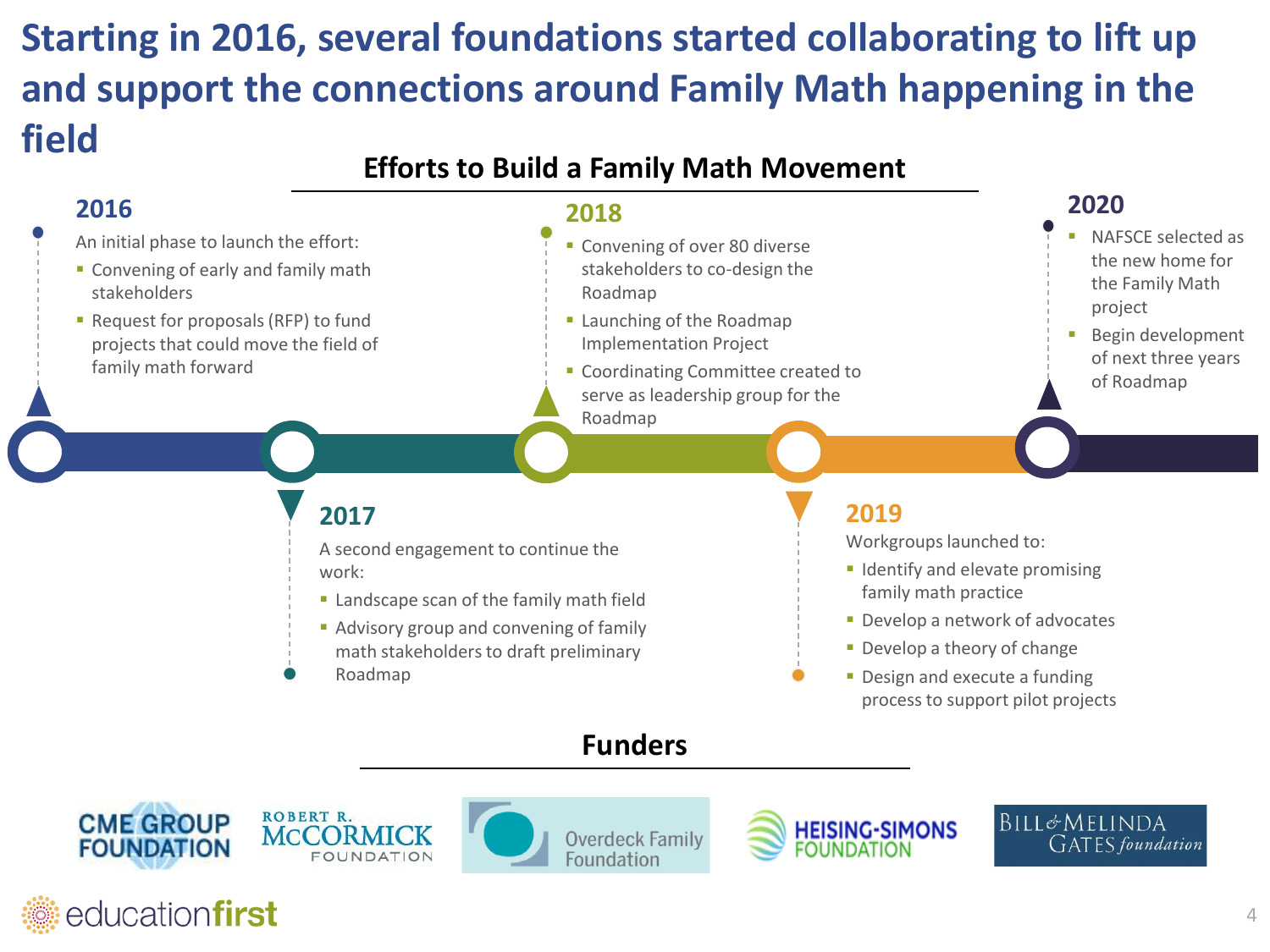# Starting in 2016, several foundations started collaborating to lift up and support the connections around Family Math happening in the field

## Efforts to Build a Family Math Movement

### 2016

An initial phase to launch the effort:

- Convening of early and family math stakeholders
- Request for proposals (RFP) to fund projects that could move the field of family math forward

### 2017

A second engagement to continue the work:

- Landscape scan of the family math field
- Advisory group and convening of family math stakeholders to draft preliminary Roadmap

### 2018

- Convening of over 80 diverse stakeholders to co-design the Roadmap
- Launching of the Roadmap Implementation Project
- Coordinating Committee created to serve as leadership group for the Roadmap

### 2019

Workgroups launched to:

- Identify and elevate promising family math practice
- Develop a network of advocates
- Develop a theory of change
- Design and execute a funding process to support pilot projects

### 2020

- NAFSCE selected as the new home for the Family Math project
- Begin development of next three years of Roadmap

## Funders

CME Group Foundation | Robert R. McCormick Foundation | Overdeck Family Foundation | Heising-Simons Foundation | Bill & Melinda Gates foundation

educationfirst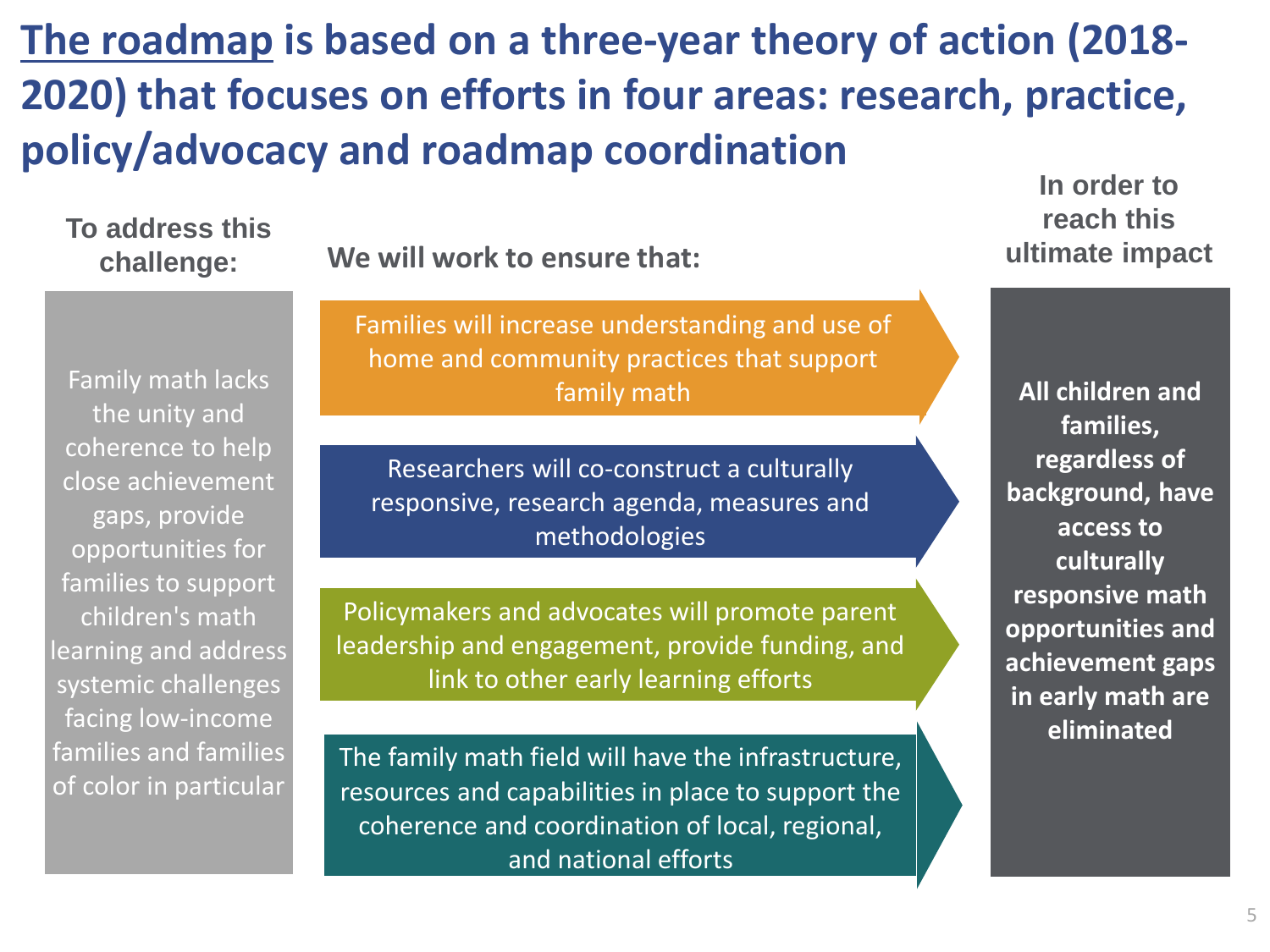# The roadmap is based on a three-year theory of action (2018-2020) that focuses on efforts in four areas: research, practice, policy/advocacy and roadmap coordination

**To address this challenge:**

Family math lacks the unity and coherence to help close achievement gaps, provide opportunities for families to support children's math learning and address systemic challenges facing low-income families and families of color in particular

**We will work to ensure that:**

- Families will increase understanding and use of home and community practices that support family math
- Researchers will co-construct a culturally responsive, research agenda, measures and methodologies
- Policymakers and advocates will promote parent leadership and engagement, provide funding, and link to other early learning efforts
- The family math field will have the infrastructure, resources and capabilities in place to support the coherence and coordination of local, regional, and national efforts

**In order to reach this ultimate impact**

**All children and families, regardless of background, have access to culturally responsive math opportunities and achievement gaps in early math are eliminated**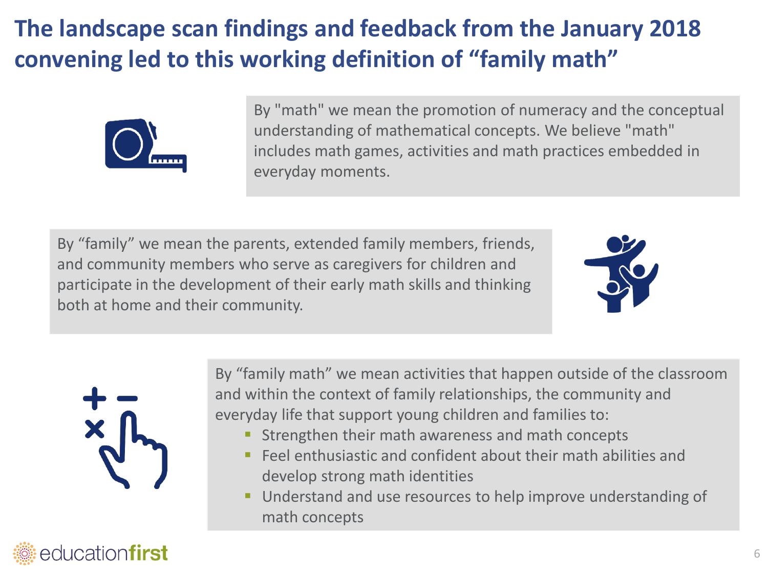# The landscape scan findings and feedback from the January 2018 convening led to this working definition of "family math"

By "math" we mean the promotion of numeracy and the conceptual understanding of mathematical concepts. We believe "math" includes math games, activities and math practices embedded in everyday moments.

By "family" we mean the parents, extended family members, friends, and community members who serve as caregivers for children and participate in the development of their early math skills and thinking both at home and their community.

By "family math" we mean activities that happen outside of the classroom and within the context of family relationships, the community and everyday life that support young children and families to:

- Strengthen their math awareness and math concepts
- Feel enthusiastic and confident about their math abilities and develop strong math identities
- Understand and use resources to help improve understanding of math concepts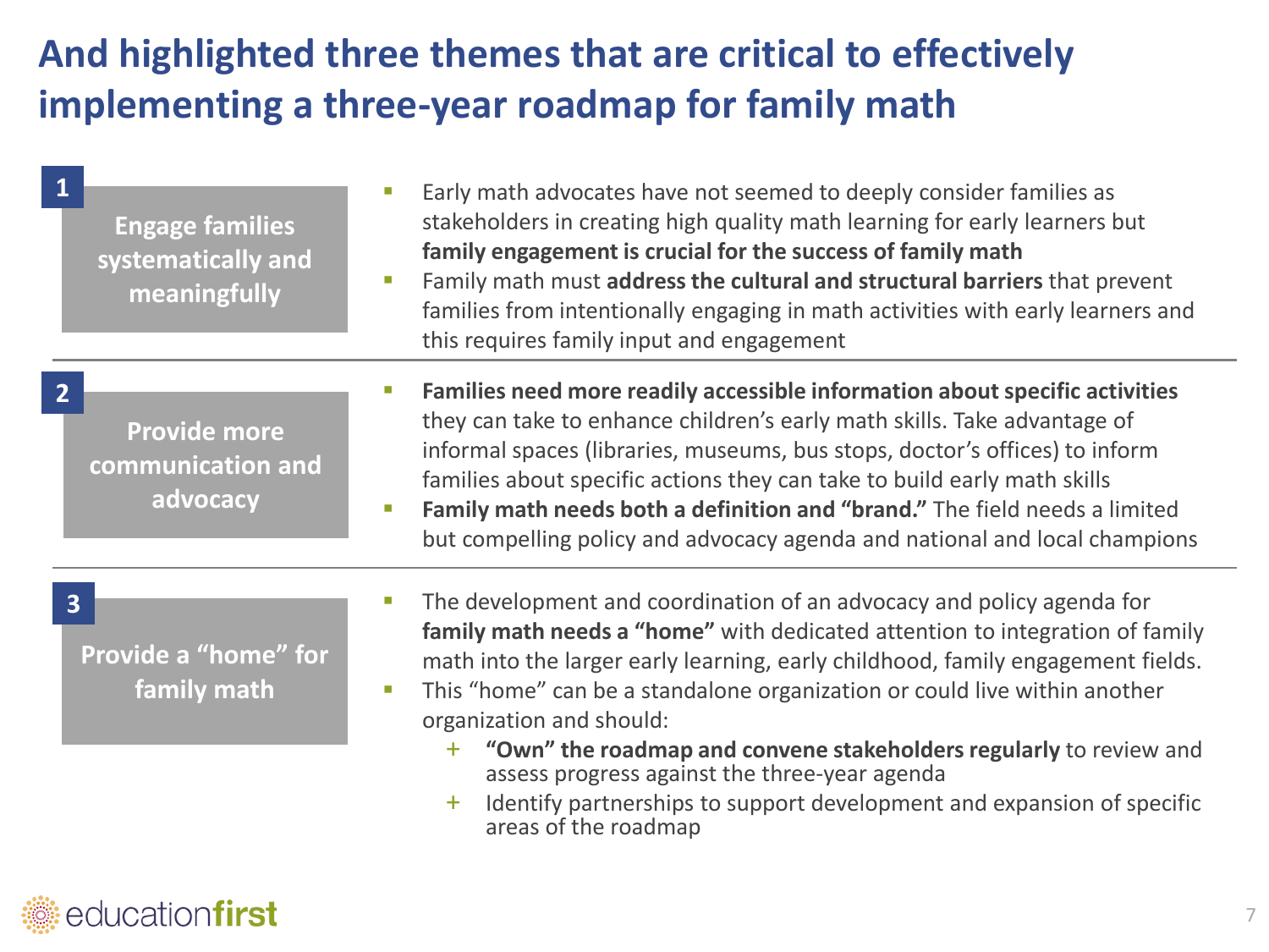# And highlighted three themes that are critical to effectively implementing a three-year roadmap for family math

## 1. Engage families systematically and meaningfully

- Early math advocates have not seemed to deeply consider families as stakeholders in creating high quality math learning for early learners but **family engagement is crucial for the success of family math**
- Family math must **address the cultural and structural barriers** that prevent families from intentionally engaging in math activities with early learners and this requires family input and engagement

## 2. Provide more communication and advocacy

- **Families need more readily accessible information about specific activities** they can take to enhance children's early math skills. Take advantage of informal spaces (libraries, museums, bus stops, doctor's offices) to inform families about specific actions they can take to build early math skills
- **Family math needs both a definition and "brand."** The field needs a limited but compelling policy and advocacy agenda and national and local champions

## 3. Provide a "home" for family math

- The development and coordination of an advocacy and policy agenda for **family math needs a "home"** with dedicated attention to integration of family math into the larger early learning, early childhood, family engagement fields.
- This "home" can be a standalone organization or could live within another organization and should:
  - **"Own" the roadmap and convene stakeholders regularly** to review and assess progress against the three-year agenda
  - Identify partnerships to support development and expansion of specific areas of the roadmap

educationfirst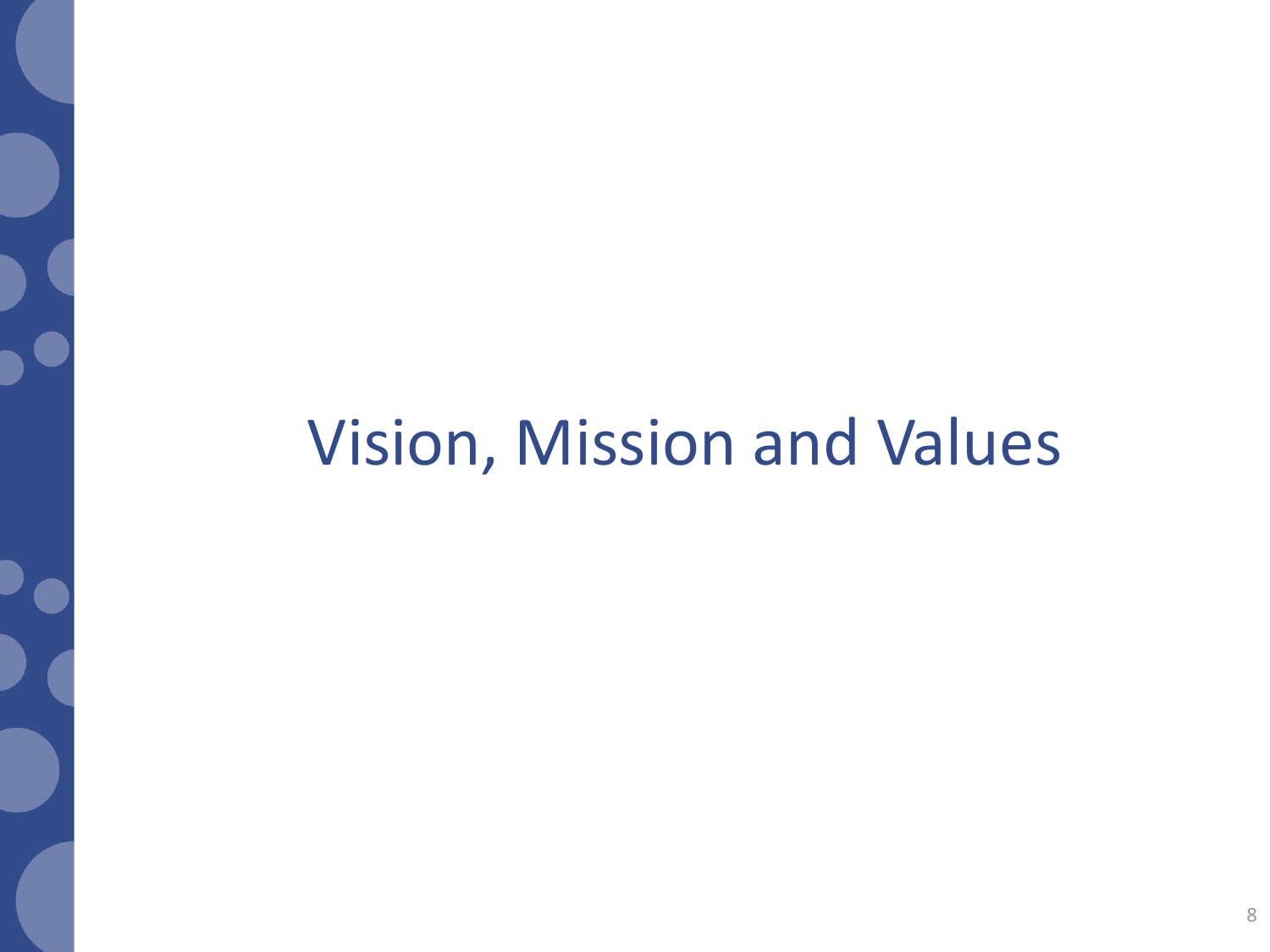# Vision, Mission and Values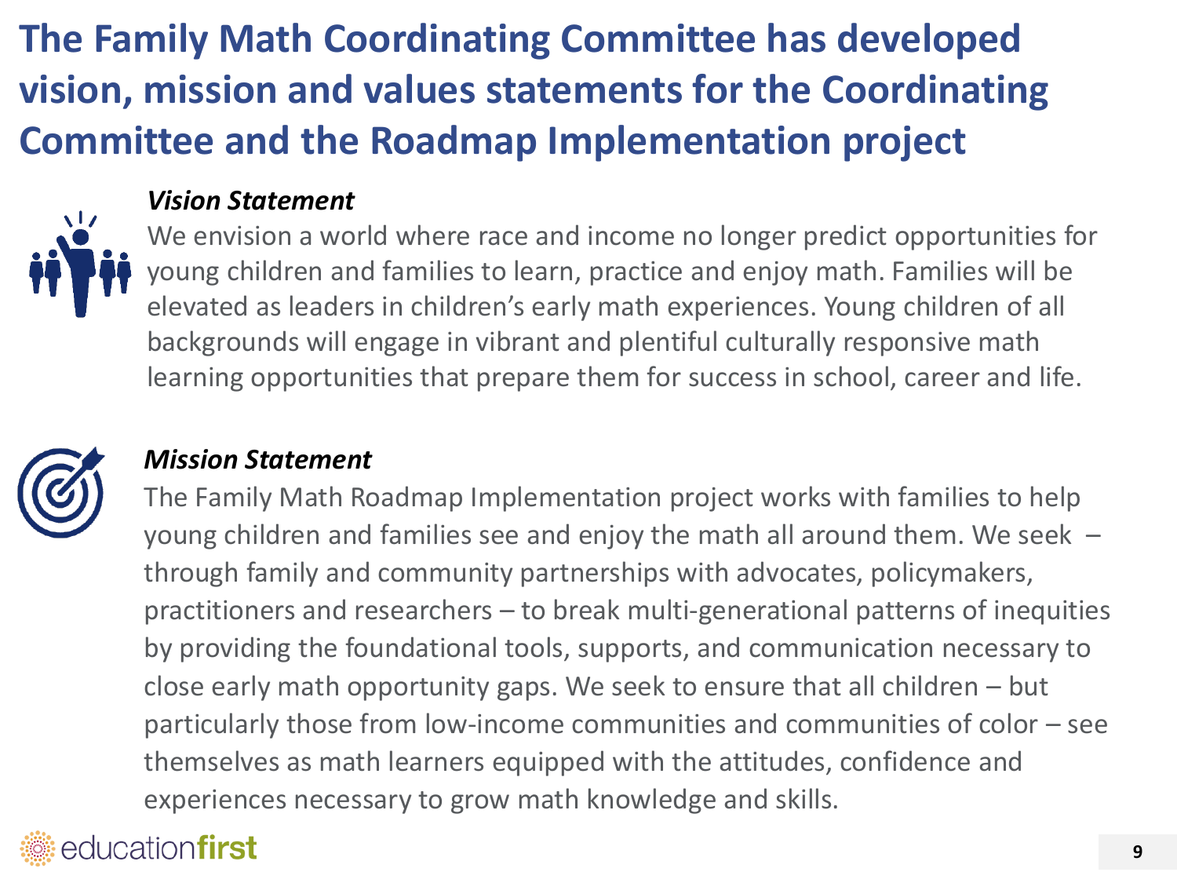# The Family Math Coordinating Committee has developed vision, mission and values statements for the Coordinating Committee and the Roadmap Implementation project

### *Vision Statement*

We envision a world where race and income no longer predict opportunities for young children and families to learn, practice and enjoy math. Families will be elevated as leaders in children's early math experiences. Young children of all backgrounds will engage in vibrant and plentiful culturally responsive math learning opportunities that prepare them for success in school, career and life.

### *Mission Statement*

The Family Math Roadmap Implementation project works with families to help young children and families see and enjoy the math all around them. We seek – through family and community partnerships with advocates, policymakers, practitioners and researchers – to break multi-generational patterns of inequities by providing the foundational tools, supports, and communication necessary to close early math opportunity gaps. We seek to ensure that all children – but particularly those from low-income communities and communities of color – see themselves as math learners equipped with the attitudes, confidence and experiences necessary to grow math knowledge and skills.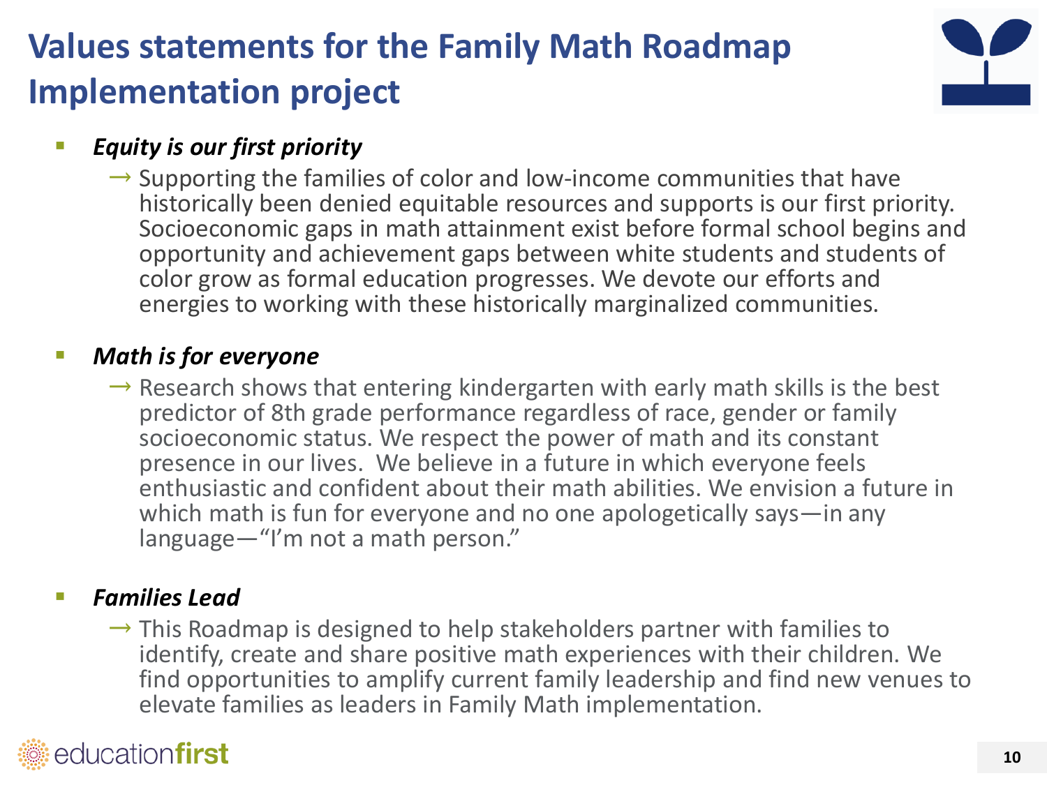# Values statements for the Family Math Roadmap Implementation project

- ***Equity is our first priority***
  - → Supporting the families of color and low-income communities that have historically been denied equitable resources and supports is our first priority. Socioeconomic gaps in math attainment exist before formal school begins and opportunity and achievement gaps between white students and students of color grow as formal education progresses. We devote our efforts and energies to working with these historically marginalized communities.

- ***Math is for everyone***
  - → Research shows that entering kindergarten with early math skills is the best predictor of 8th grade performance regardless of race, gender or family socioeconomic status. We respect the power of math and its constant presence in our lives. We believe in a future in which everyone feels enthusiastic and confident about their math abilities. We envision a future in which math is fun for everyone and no one apologetically says—in any language—"I'm not a math person."

- ***Families Lead***
  - → This Roadmap is designed to help stakeholders partner with families to identify, create and share positive math experiences with their children. We find opportunities to amplify current family leadership and find new venues to elevate families as leaders in Family Math implementation.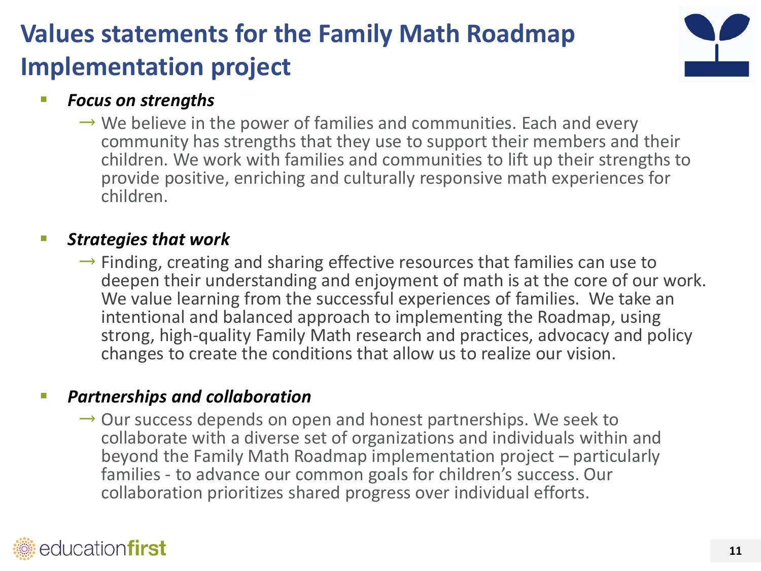# Values statements for the Family Math Roadmap Implementation project

- ***Focus on strengths***
  - → We believe in the power of families and communities. Each and every community has strengths that they use to support their members and their children. We work with families and communities to lift up their strengths to provide positive, enriching and culturally responsive math experiences for children.

- ***Strategies that work***
  - → Finding, creating and sharing effective resources that families can use to deepen their understanding and enjoyment of math is at the core of our work. We value learning from the successful experiences of families. We take an intentional and balanced approach to implementing the Roadmap, using strong, high-quality Family Math research and practices, advocacy and policy changes to create the conditions that allow us to realize our vision.

- ***Partnerships and collaboration***
  - → Our success depends on open and honest partnerships. We seek to collaborate with a diverse set of organizations and individuals within and beyond the Family Math Roadmap implementation project – particularly families - to advance our common goals for children's success. Our collaboration prioritizes shared progress over individual efforts.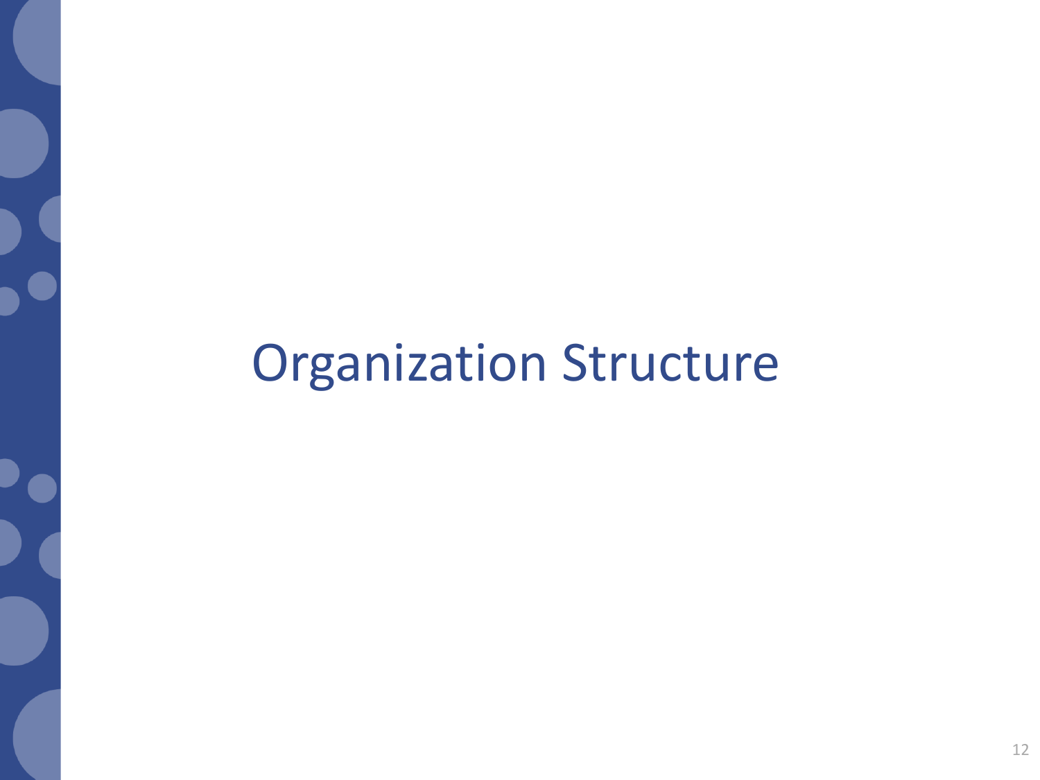# Organization Structure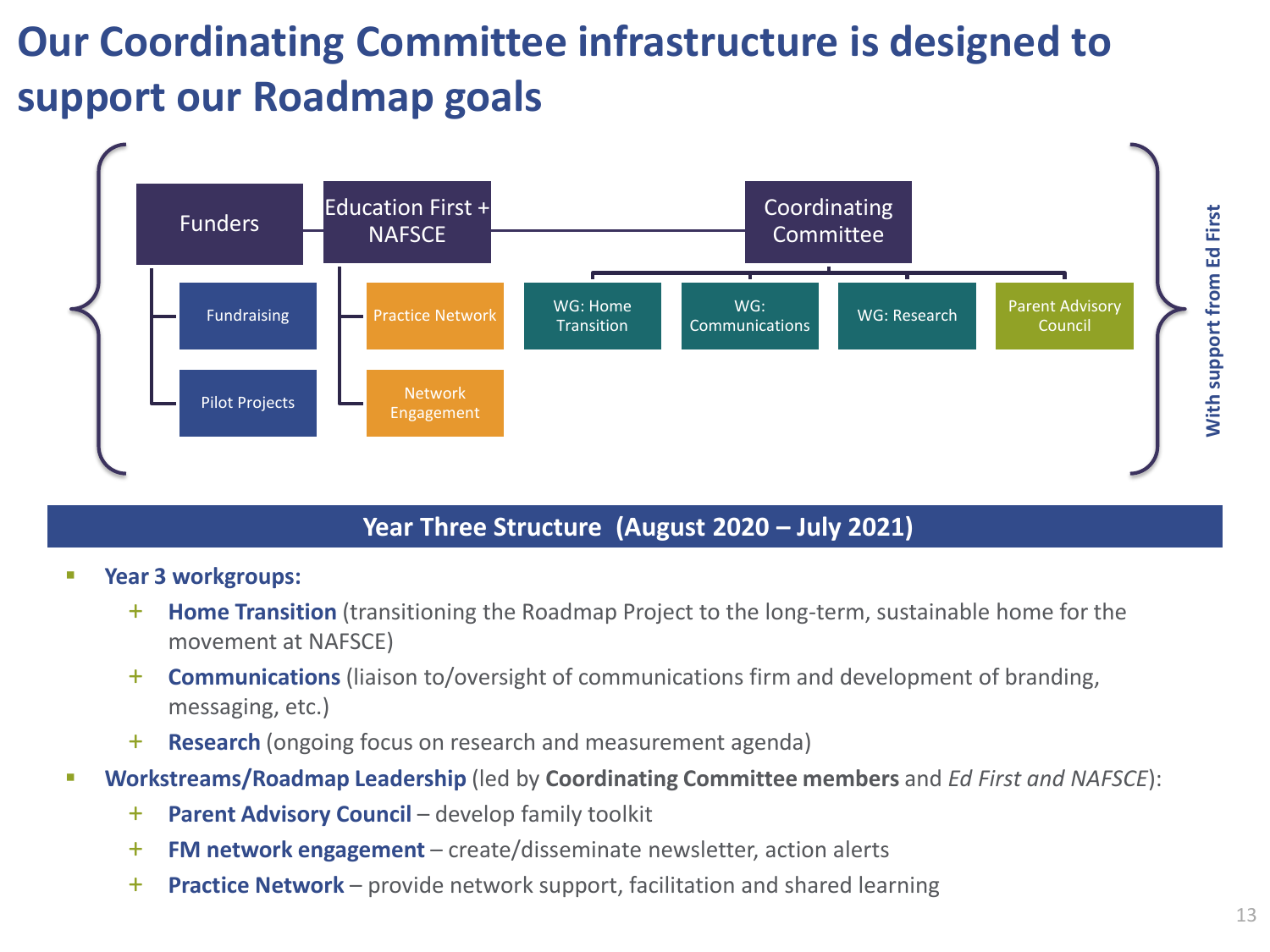# Our Coordinating Committee infrastructure is designed to support our Roadmap goals

- Funders
  - Fundraising
  - Pilot Projects
- Education First + NAFSCE
  - Practice Network
  - Network Engagement
- Coordinating Committee
  - WG: Home Transition
  - WG: Communications
  - WG: Research
  - Parent Advisory Council

With support from Ed First

## Year Three Structure (August 2020 – July 2021)

- **Year 3 workgroups:**
  - **Home Transition** (transitioning the Roadmap Project to the long-term, sustainable home for the movement at NAFSCE)
  - **Communications** (liaison to/oversight of communications firm and development of branding, messaging, etc.)
  - **Research** (ongoing focus on research and measurement agenda)
- **Workstreams/Roadmap Leadership** (led by **Coordinating Committee members** and *Ed First and NAFSCE*):
  - **Parent Advisory Council** – develop family toolkit
  - **FM network engagement** – create/disseminate newsletter, action alerts
  - **Practice Network** – provide network support, facilitation and shared learning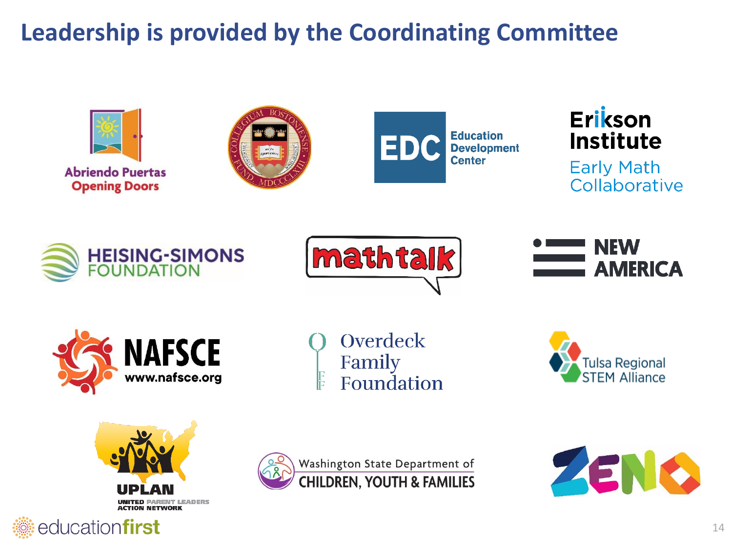# Leadership is provided by the Coordinating Committee

Abriendo Puertas Opening Doors

Education Development Center

Erikson Institute Early Math Collaborative

HEISING-SIMONS FOUNDATION

mathtalk

NEW AMERICA

NAFSCE www.nafsce.org

Overdeck Family Foundation

Tulsa Regional STEM Alliance

UPLAN UNITED PARENT LEADERS ACTION NETWORK

Washington State Department of CHILDREN, YOUTH & FAMILIES

ZENO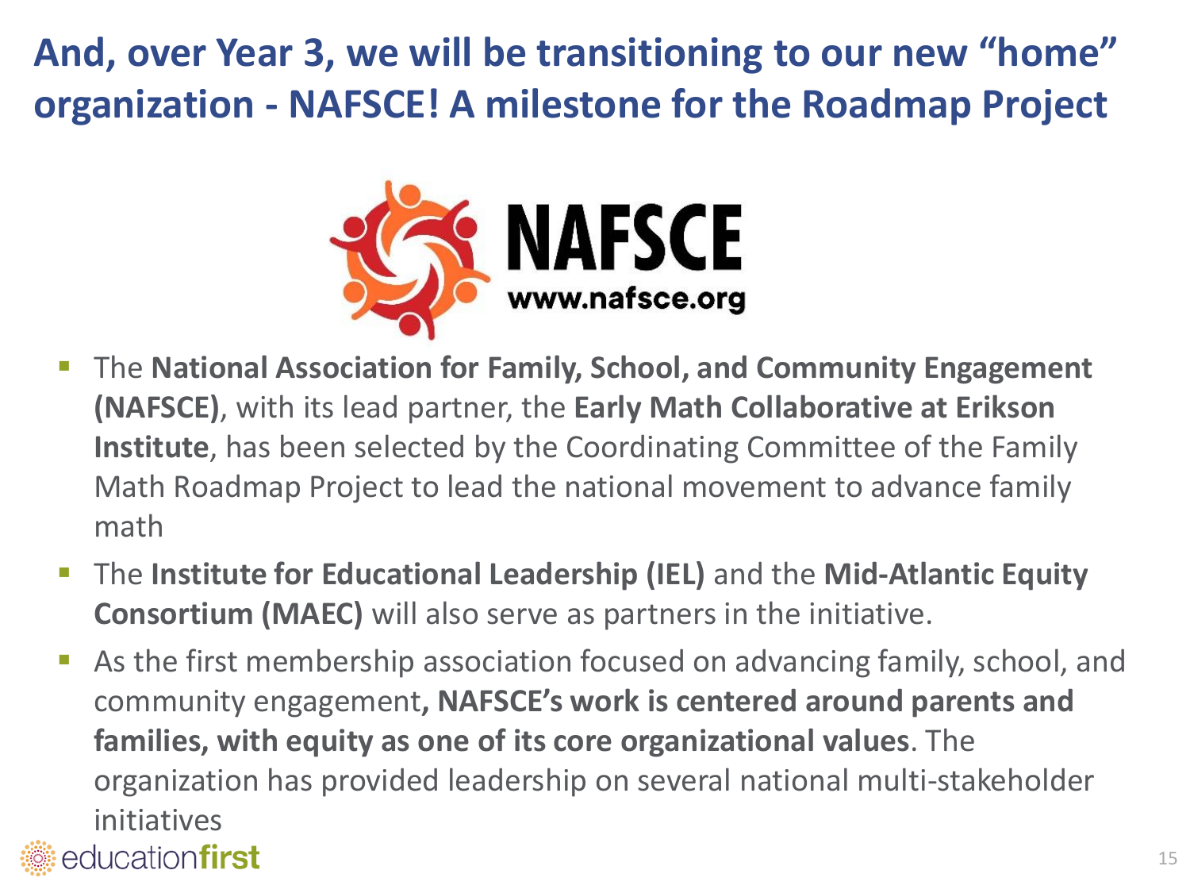# And, over Year 3, we will be transitioning to our new "home" organization - NAFSCE! A milestone for the Roadmap Project

NAFSCE
www.nafsce.org

- The **National Association for Family, School, and Community Engagement (NAFSCE)**, with its lead partner, the **Early Math Collaborative at Erikson Institute**, has been selected by the Coordinating Committee of the Family Math Roadmap Project to lead the national movement to advance family math
- The **Institute for Educational Leadership (IEL)** and the **Mid-Atlantic Equity Consortium (MAEC)** will also serve as partners in the initiative.
- As the first membership association focused on advancing family, school, and community engagement**, NAFSCE's work is centered around parents and families, with equity as one of its core organizational values**. The organization has provided leadership on several national multi-stakeholder initiatives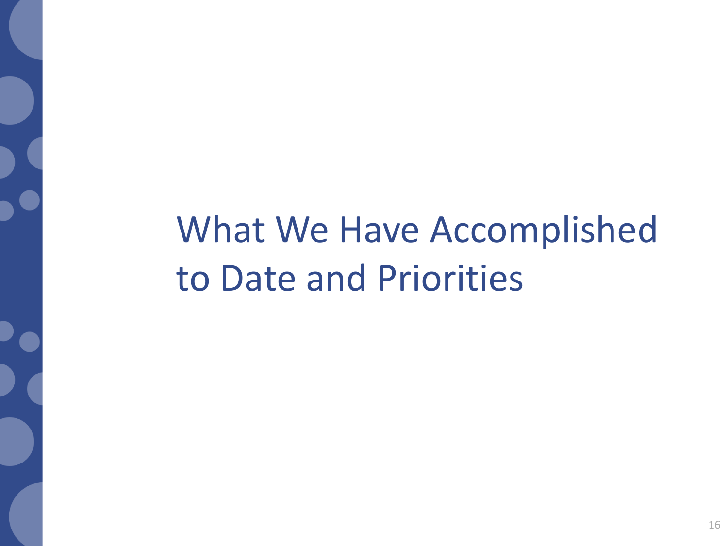# What We Have Accomplished to Date and Priorities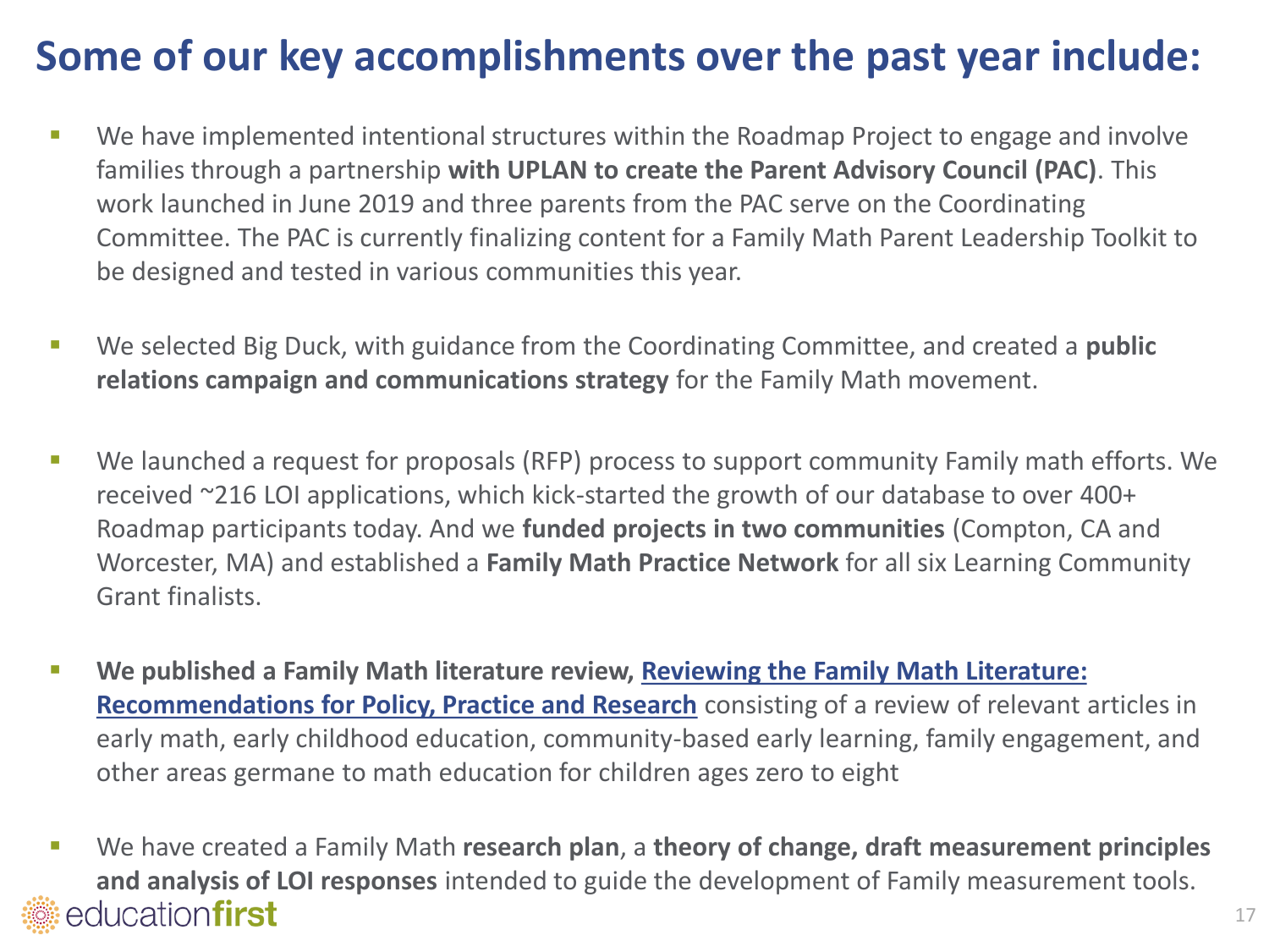# Some of our key accomplishments over the past year include:

- We have implemented intentional structures within the Roadmap Project to engage and involve families through a partnership **with UPLAN to create the Parent Advisory Council (PAC)**. This work launched in June 2019 and three parents from the PAC serve on the Coordinating Committee. The PAC is currently finalizing content for a Family Math Parent Leadership Toolkit to be designed and tested in various communities this year.

- We selected Big Duck, with guidance from the Coordinating Committee, and created a **public relations campaign and communications strategy** for the Family Math movement.

- We launched a request for proposals (RFP) process to support community Family math efforts. We received ~216 LOI applications, which kick-started the growth of our database to over 400+ Roadmap participants today. And we **funded projects in two communities** (Compton, CA and Worcester, MA) and established a **Family Math Practice Network** for all six Learning Community Grant finalists.

- **We published a Family Math literature review, Reviewing the Family Math Literature: Recommendations for Policy, Practice and Research** consisting of a review of relevant articles in early math, early childhood education, community-based early learning, family engagement, and other areas germane to math education for children ages zero to eight

- We have created a Family Math **research plan**, a **theory of change, draft measurement principles and analysis of LOI responses** intended to guide the development of Family measurement tools.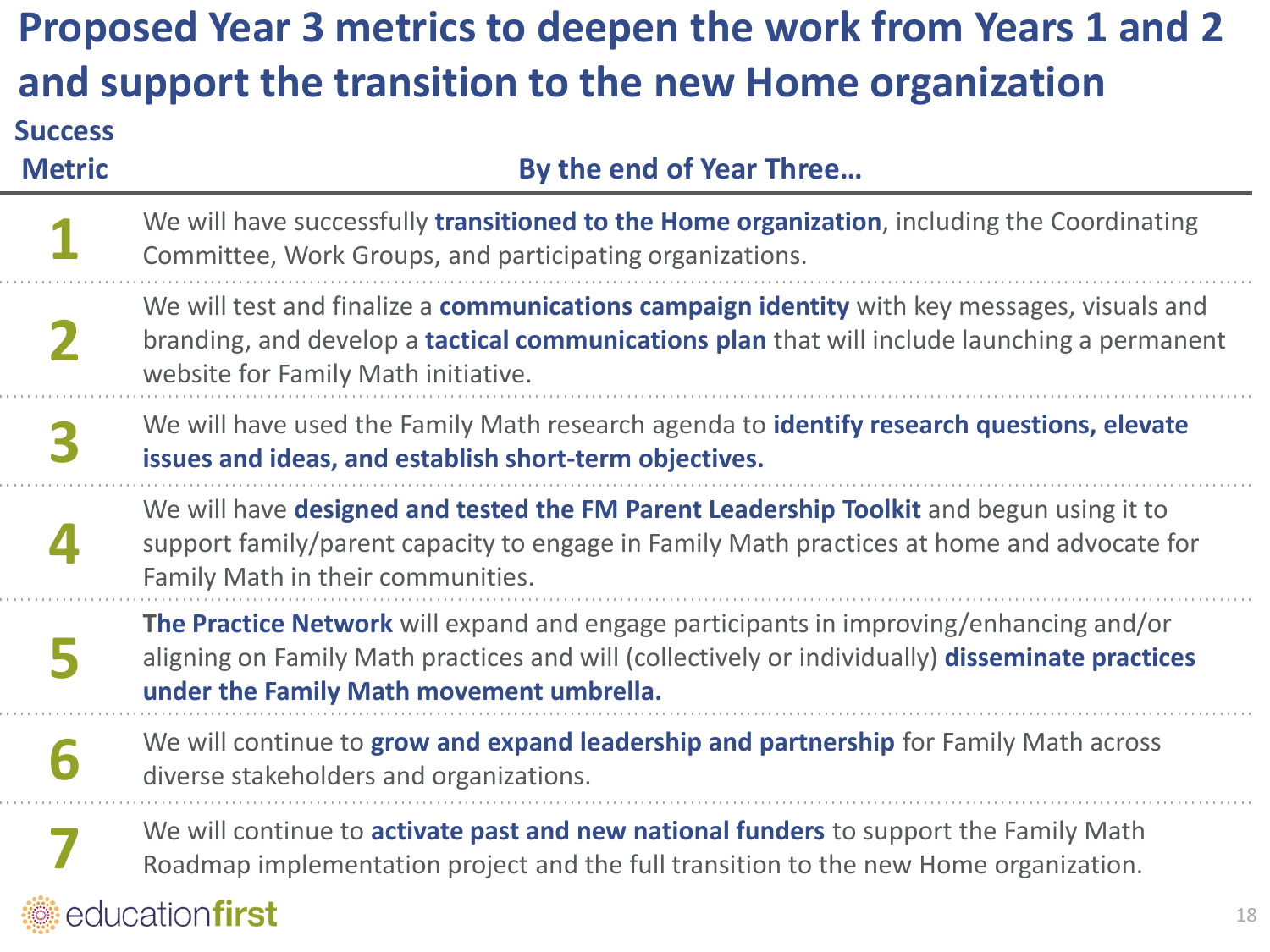# Proposed Year 3 metrics to deepen the work from Years 1 and 2 and support the transition to the new Home organization

| Success Metric | By the end of Year Three… |
|---|---|
| 1 | We will have successfully **transitioned to the Home organization**, including the Coordinating Committee, Work Groups, and participating organizations. |
| 2 | We will test and finalize a **communications campaign identity** with key messages, visuals and branding, and develop a **tactical communications plan** that will include launching a permanent website for Family Math initiative. |
| 3 | We will have used the Family Math research agenda to **identify research questions, elevate issues and ideas, and establish short-term objectives.** |
| 4 | We will have **designed and tested the FM Parent Leadership Toolkit** and begun using it to support family/parent capacity to engage in Family Math practices at home and advocate for Family Math in their communities. |
| 5 | **The Practice Network** will expand and engage participants in improving/enhancing and/or aligning on Family Math practices and will (collectively or individually) **disseminate practices under the Family Math movement umbrella.** |
| 6 | We will continue to **grow and expand leadership and partnership** for Family Math across diverse stakeholders and organizations. |
| 7 | We will continue to **activate past and new national funders** to support the Family Math Roadmap implementation project and the full transition to the new Home organization. |

educationfirst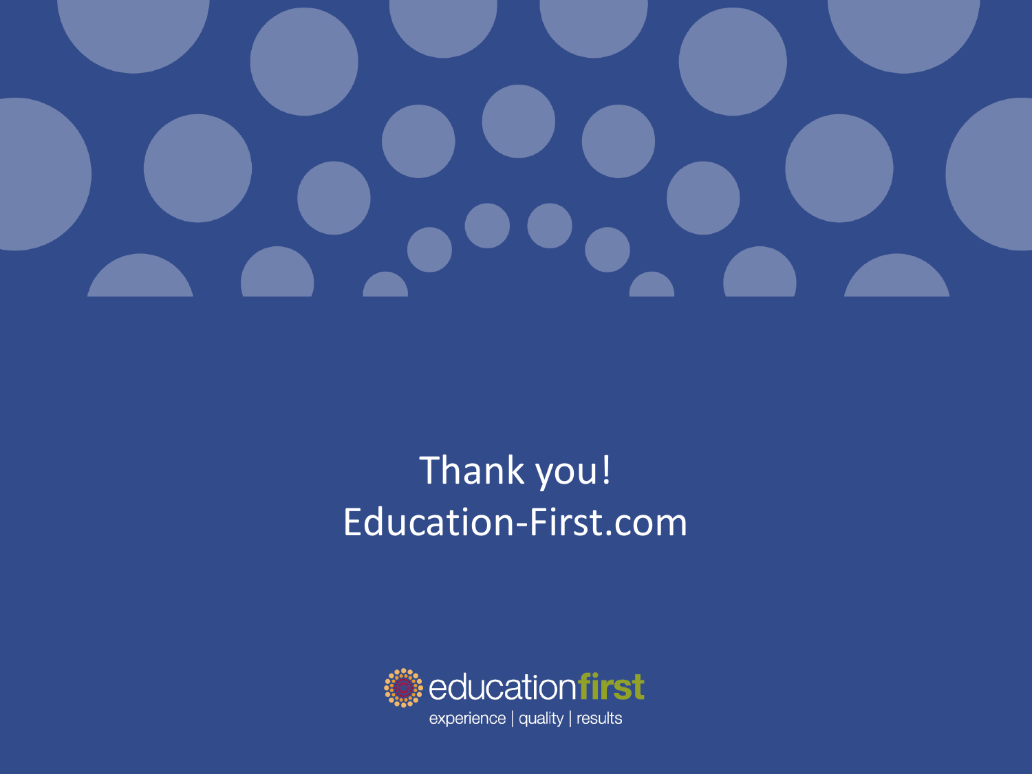Thank you!

Education-First.com

educationfirst

experience | quality | results